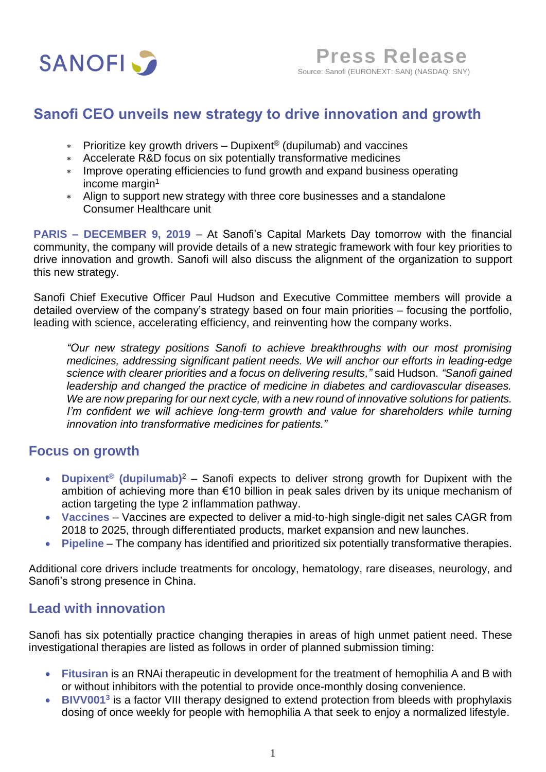SANOFI

# Press Release

Source: Sanofi (EURONEXT: SAN) (NASDAQ: SNY)

## Sanofi CEO unveils new strategy to drive innovation and growth

- Prioritize key growth drivers – Dupixent® (dupilumab) and vaccines
- Accelerate R&D focus on six potentially transformative medicines
- Improve operating efficiencies to fund growth and expand business operating income margin[1]
- Align to support new strategy with three core businesses and a standalone Consumer Healthcare unit

**PARIS – DECEMBER 9, 2019** – At Sanofi's Capital Markets Day tomorrow with the financial community, the company will provide details of a new strategic framework with four key priorities to drive innovation and growth. Sanofi will also discuss the alignment of the organization to support this new strategy.

Sanofi Chief Executive Officer Paul Hudson and Executive Committee members will provide a detailed overview of the company's strategy based on four main priorities – focusing the portfolio, leading with science, accelerating efficiency, and reinventing how the company works.

> *"Our new strategy positions Sanofi to achieve breakthroughs with our most promising medicines, addressing significant patient needs. We will anchor our efforts in leading-edge science with clearer priorities and a focus on delivering results,"* said Hudson. *"Sanofi gained leadership and changed the practice of medicine in diabetes and cardiovascular diseases. We are now preparing for our next cycle, with a new round of innovative solutions for patients. I'm confident we will achieve long-term growth and value for shareholders while turning innovation into transformative medicines for patients."*

## Focus on growth

- **Dupixent® (dupilumab)**[2] – Sanofi expects to deliver strong growth for Dupixent with the ambition of achieving more than €10 billion in peak sales driven by its unique mechanism of action targeting the type 2 inflammation pathway.
- **Vaccines** – Vaccines are expected to deliver a mid-to-high single-digit net sales CAGR from 2018 to 2025, through differentiated products, market expansion and new launches.
- **Pipeline** – The company has identified and prioritized six potentially transformative therapies.

Additional core drivers include treatments for oncology, hematology, rare diseases, neurology, and Sanofi's strong presence in China.

## Lead with innovation

Sanofi has six potentially practice changing therapies in areas of high unmet patient need. These investigational therapies are listed as follows in order of planned submission timing:

- **Fitusiran** is an RNAi therapeutic in development for the treatment of hemophilia A and B with or without inhibitors with the potential to provide once-monthly dosing convenience.
- **BIVV001**[3] is a factor VIII therapy designed to extend protection from bleeds with prophylaxis dosing of once weekly for people with hemophilia A that seek to enjoy a normalized lifestyle.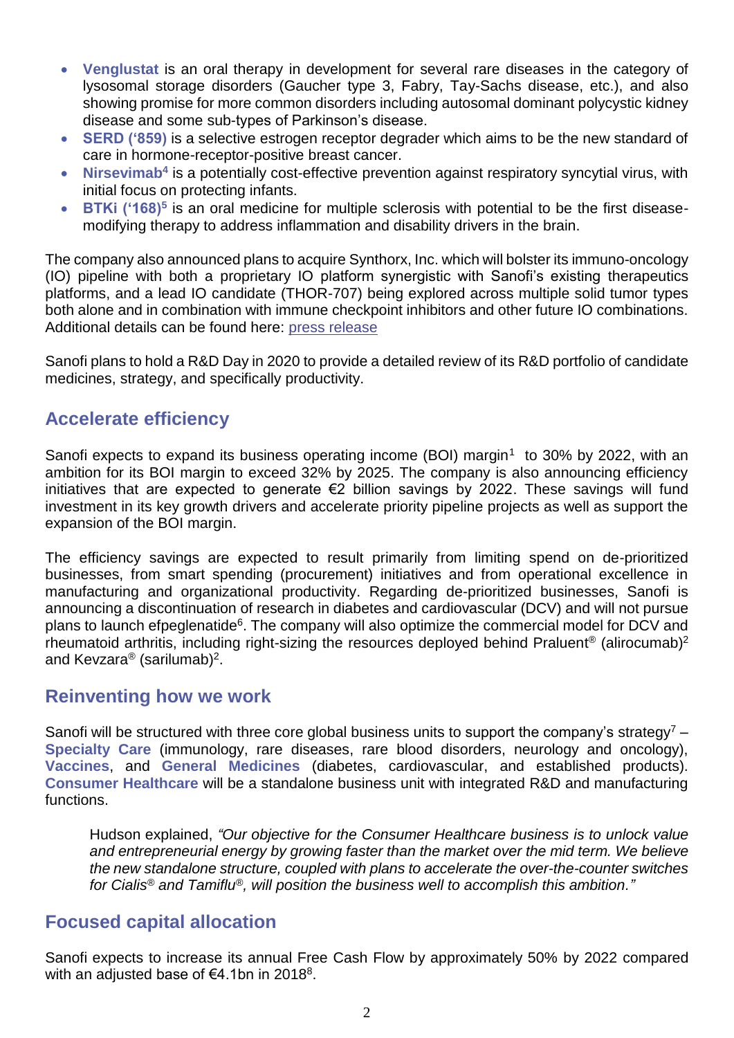- **Venglustat** is an oral therapy in development for several rare diseases in the category of lysosomal storage disorders (Gaucher type 3, Fabry, Tay-Sachs disease, etc.), and also showing promise for more common disorders including autosomal dominant polycystic kidney disease and some sub-types of Parkinson's disease.
- **SERD ('859)** is a selective estrogen receptor degrader which aims to be the new standard of care in hormone-receptor-positive breast cancer.
- **Nirsevimab**[4] is a potentially cost-effective prevention against respiratory syncytial virus, with initial focus on protecting infants.
- **BTKi ('168)**[5] is an oral medicine for multiple sclerosis with potential to be the first disease-modifying therapy to address inflammation and disability drivers in the brain.

The company also announced plans to acquire Synthorx, Inc. which will bolster its immuno-oncology (IO) pipeline with both a proprietary IO platform synergistic with Sanofi's existing therapeutics platforms, and a lead IO candidate (THOR-707) being explored across multiple solid tumor types both alone and in combination with immune checkpoint inhibitors and other future IO combinations. Additional details can be found here: press release

Sanofi plans to hold a R&D Day in 2020 to provide a detailed review of its R&D portfolio of candidate medicines, strategy, and specifically productivity.

## Accelerate efficiency

Sanofi expects to expand its business operating income (BOI) margin[1] to 30% by 2022, with an ambition for its BOI margin to exceed 32% by 2025. The company is also announcing efficiency initiatives that are expected to generate €2 billion savings by 2022. These savings will fund investment in its key growth drivers and accelerate priority pipeline projects as well as support the expansion of the BOI margin.

The efficiency savings are expected to result primarily from limiting spend on de-prioritized businesses, from smart spending (procurement) initiatives and from operational excellence in manufacturing and organizational productivity. Regarding de-prioritized businesses, Sanofi is announcing a discontinuation of research in diabetes and cardiovascular (DCV) and will not pursue plans to launch efpeglenatide[6]. The company will also optimize the commercial model for DCV and rheumatoid arthritis, including right-sizing the resources deployed behind Praluent® (alirocumab)[2] and Kevzara® (sarilumab)[2].

## Reinventing how we work

Sanofi will be structured with three core global business units to support the company's strategy[7] – **Specialty Care** (immunology, rare diseases, rare blood disorders, neurology and oncology), **Vaccines**, and **General Medicines** (diabetes, cardiovascular, and established products). **Consumer Healthcare** will be a standalone business unit with integrated R&D and manufacturing functions.

> Hudson explained, *"Our objective for the Consumer Healthcare business is to unlock value and entrepreneurial energy by growing faster than the market over the mid term. We believe the new standalone structure, coupled with plans to accelerate the over-the-counter switches for Cialis® and Tamiflu®, will position the business well to accomplish this ambition."*

## Focused capital allocation

Sanofi expects to increase its annual Free Cash Flow by approximately 50% by 2022 compared with an adjusted base of €4.1bn in 2018[8].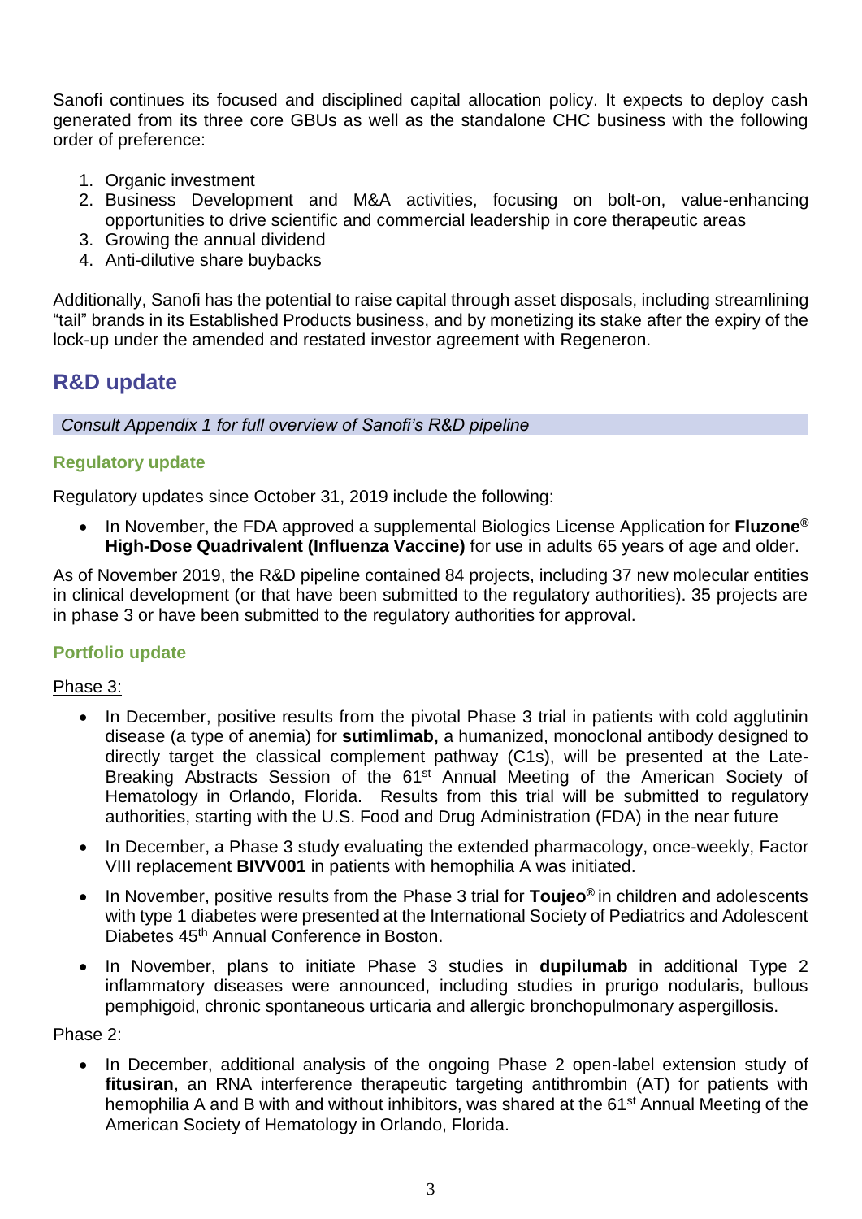Sanofi continues its focused and disciplined capital allocation policy. It expects to deploy cash generated from its three core GBUs as well as the standalone CHC business with the following order of preference:

1. Organic investment
2. Business Development and M&A activities, focusing on bolt-on, value-enhancing opportunities to drive scientific and commercial leadership in core therapeutic areas
3. Growing the annual dividend
4. Anti-dilutive share buybacks

Additionally, Sanofi has the potential to raise capital through asset disposals, including streamlining "tail" brands in its Established Products business, and by monetizing its stake after the expiry of the lock-up under the amended and restated investor agreement with Regeneron.

## R&D update

*Consult Appendix 1 for full overview of Sanofi's R&D pipeline*

### Regulatory update

Regulatory updates since October 31, 2019 include the following:

- In November, the FDA approved a supplemental Biologics License Application for **Fluzone® High-Dose Quadrivalent (Influenza Vaccine)** for use in adults 65 years of age and older.

As of November 2019, the R&D pipeline contained 84 projects, including 37 new molecular entities in clinical development (or that have been submitted to the regulatory authorities). 35 projects are in phase 3 or have been submitted to the regulatory authorities for approval.

### Portfolio update

Phase 3:

- In December, positive results from the pivotal Phase 3 trial in patients with cold agglutinin disease (a type of anemia) for **sutimlimab,** a humanized, monoclonal antibody designed to directly target the classical complement pathway (C1s), will be presented at the Late-Breaking Abstracts Session of the 61st Annual Meeting of the American Society of Hematology in Orlando, Florida. Results from this trial will be submitted to regulatory authorities, starting with the U.S. Food and Drug Administration (FDA) in the near future
- In December, a Phase 3 study evaluating the extended pharmacology, once-weekly, Factor VIII replacement **BIVV001** in patients with hemophilia A was initiated.
- In November, positive results from the Phase 3 trial for **Toujeo®** in children and adolescents with type 1 diabetes were presented at the International Society of Pediatrics and Adolescent Diabetes 45th Annual Conference in Boston.
- In November, plans to initiate Phase 3 studies in **dupilumab** in additional Type 2 inflammatory diseases were announced, including studies in prurigo nodularis, bullous pemphigoid, chronic spontaneous urticaria and allergic bronchopulmonary aspergillosis.

Phase 2:

- In December, additional analysis of the ongoing Phase 2 open-label extension study of **fitusiran**, an RNA interference therapeutic targeting antithrombin (AT) for patients with hemophilia A and B with and without inhibitors, was shared at the 61st Annual Meeting of the American Society of Hematology in Orlando, Florida.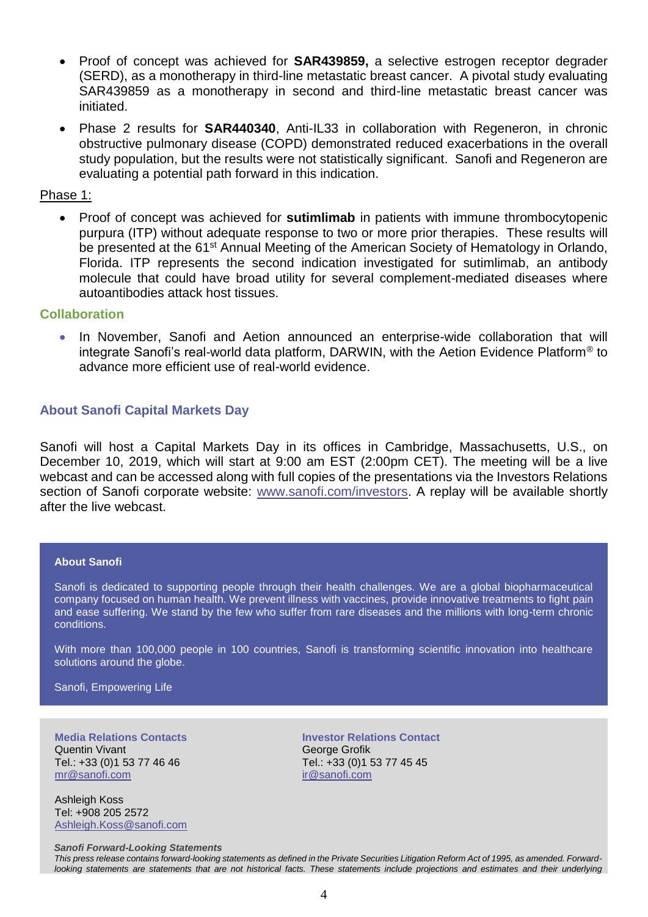- Proof of concept was achieved for **SAR439859,** a selective estrogen receptor degrader (SERD), as a monotherapy in third-line metastatic breast cancer. A pivotal study evaluating SAR439859 as a monotherapy in second and third-line metastatic breast cancer was initiated.
- Phase 2 results for **SAR440340**, Anti-IL33 in collaboration with Regeneron, in chronic obstructive pulmonary disease (COPD) demonstrated reduced exacerbations in the overall study population, but the results were not statistically significant. Sanofi and Regeneron are evaluating a potential path forward in this indication.

Phase 1:

- Proof of concept was achieved for **sutimlimab** in patients with immune thrombocytopenic purpura (ITP) without adequate response to two or more prior therapies. These results will be presented at the 61st Annual Meeting of the American Society of Hematology in Orlando, Florida. ITP represents the second indication investigated for sutimlimab, an antibody molecule that could have broad utility for several complement-mediated diseases where autoantibodies attack host tissues.

### Collaboration

- In November, Sanofi and Aetion announced an enterprise-wide collaboration that will integrate Sanofi's real-world data platform, DARWIN, with the Aetion Evidence Platform® to advance more efficient use of real-world evidence.

### About Sanofi Capital Markets Day

Sanofi will host a Capital Markets Day in its offices in Cambridge, Massachusetts, U.S., on December 10, 2019, which will start at 9:00 am EST (2:00pm CET). The meeting will be a live webcast and can be accessed along with full copies of the presentations via the Investors Relations section of Sanofi corporate website: www.sanofi.com/investors. A replay will be available shortly after the live webcast.

**About Sanofi**

Sanofi is dedicated to supporting people through their health challenges. We are a global biopharmaceutical company focused on human health. We prevent illness with vaccines, provide innovative treatments to fight pain and ease suffering. We stand by the few who suffer from rare diseases and the millions with long-term chronic conditions.

With more than 100,000 people in 100 countries, Sanofi is transforming scientific innovation into healthcare solutions around the globe.

Sanofi, Empowering Life

**Media Relations Contacts**
Quentin Vivant
Tel.: +33 (0)1 53 77 46 46
mr@sanofi.com

Ashleigh Koss
Tel: +908 205 2572
Ashleigh.Koss@sanofi.com

**Investor Relations Contact**
George Grofik
Tel.: +33 (0)1 53 77 45 45
ir@sanofi.com

***Sanofi Forward-Looking Statements***

*This press release contains forward-looking statements as defined in the Private Securities Litigation Reform Act of 1995, as amended. Forward-looking statements are statements that are not historical facts. These statements include projections and estimates and their underlying*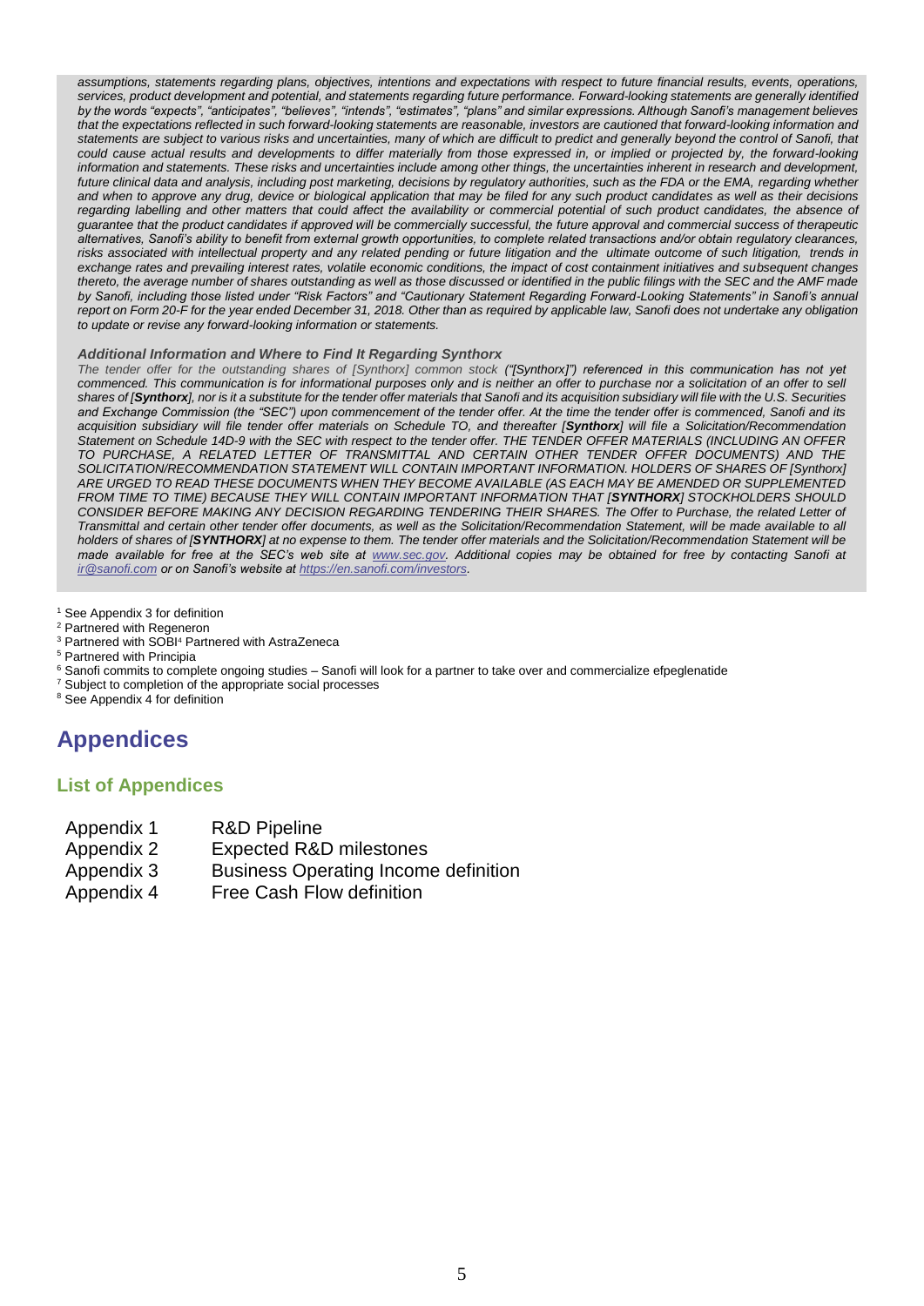*assumptions, statements regarding plans, objectives, intentions and expectations with respect to future financial results, events, operations, services, product development and potential, and statements regarding future performance. Forward-looking statements are generally identified by the words "expects", "anticipates", "believes", "intends", "estimates", "plans" and similar expressions. Although Sanofi's management believes that the expectations reflected in such forward-looking statements are reasonable, investors are cautioned that forward-looking information and statements are subject to various risks and uncertainties, many of which are difficult to predict and generally beyond the control of Sanofi, that could cause actual results and developments to differ materially from those expressed in, or implied or projected by, the forward-looking information and statements. These risks and uncertainties include among other things, the uncertainties inherent in research and development, future clinical data and analysis, including post marketing, decisions by regulatory authorities, such as the FDA or the EMA, regarding whether and when to approve any drug, device or biological application that may be filed for any such product candidates as well as their decisions regarding labelling and other matters that could affect the availability or commercial potential of such product candidates, the absence of guarantee that the product candidates if approved will be commercially successful, the future approval and commercial success of therapeutic alternatives, Sanofi's ability to benefit from external growth opportunities, to complete related transactions and/or obtain regulatory clearances, risks associated with intellectual property and any related pending or future litigation and the ultimate outcome of such litigation, trends in exchange rates and prevailing interest rates, volatile economic conditions, the impact of cost containment initiatives and subsequent changes thereto, the average number of shares outstanding as well as those discussed or identified in the public filings with the SEC and the AMF made by Sanofi, including those listed under "Risk Factors" and "Cautionary Statement Regarding Forward-Looking Statements" in Sanofi's annual report on Form 20-F for the year ended December 31, 2018. Other than as required by applicable law, Sanofi does not undertake any obligation to update or revise any forward-looking information or statements.*

***Additional Information and Where to Find It Regarding Synthorx***

*The tender offer for the outstanding shares of [Synthorx] common stock ("[Synthorx]") referenced in this communication has not yet commenced. This communication is for informational purposes only and is neither an offer to purchase nor a solicitation of an offer to sell shares of [**Synthorx**], nor is it a substitute for the tender offer materials that Sanofi and its acquisition subsidiary will file with the U.S. Securities and Exchange Commission (the "SEC") upon commencement of the tender offer. At the time the tender offer is commenced, Sanofi and its acquisition subsidiary will file tender offer materials on Schedule TO, and thereafter [**Synthorx**] will file a Solicitation/Recommendation Statement on Schedule 14D-9 with the SEC with respect to the tender offer. THE TENDER OFFER MATERIALS (INCLUDING AN OFFER TO PURCHASE, A RELATED LETTER OF TRANSMITTAL AND CERTAIN OTHER TENDER OFFER DOCUMENTS) AND THE SOLICITATION/RECOMMENDATION STATEMENT WILL CONTAIN IMPORTANT INFORMATION. HOLDERS OF SHARES OF [Synthorx] ARE URGED TO READ THESE DOCUMENTS WHEN THEY BECOME AVAILABLE (AS EACH MAY BE AMENDED OR SUPPLEMENTED FROM TIME TO TIME) BECAUSE THEY WILL CONTAIN IMPORTANT INFORMATION THAT [**SYNTHORX**] STOCKHOLDERS SHOULD CONSIDER BEFORE MAKING ANY DECISION REGARDING TENDERING THEIR SHARES. The Offer to Purchase, the related Letter of Transmittal and certain other tender offer documents, as well as the Solicitation/Recommendation Statement, will be made available to all holders of shares of [**SYNTHORX**] at no expense to them. The tender offer materials and the Solicitation/Recommendation Statement will be made available for free at the SEC's web site at www.sec.gov. Additional copies may be obtained for free by contacting Sanofi at ir@sanofi.com or on Sanofi's website at https://en.sanofi.com/investors.*

[1] See Appendix 3 for definition
[2] Partnered with Regeneron
[3] Partnered with SOBI[4] Partnered with AstraZeneca
[5] Partnered with Principia
[6] Sanofi commits to complete ongoing studies – Sanofi will look for a partner to take over and commercialize efpeglenatide
[7] Subject to completion of the appropriate social processes
[8] See Appendix 4 for definition

# Appendices

## List of Appendices

| | |
|---|---|
| Appendix 1 | R&D Pipeline |
| Appendix 2 | Expected R&D milestones |
| Appendix 3 | Business Operating Income definition |
| Appendix 4 | Free Cash Flow definition |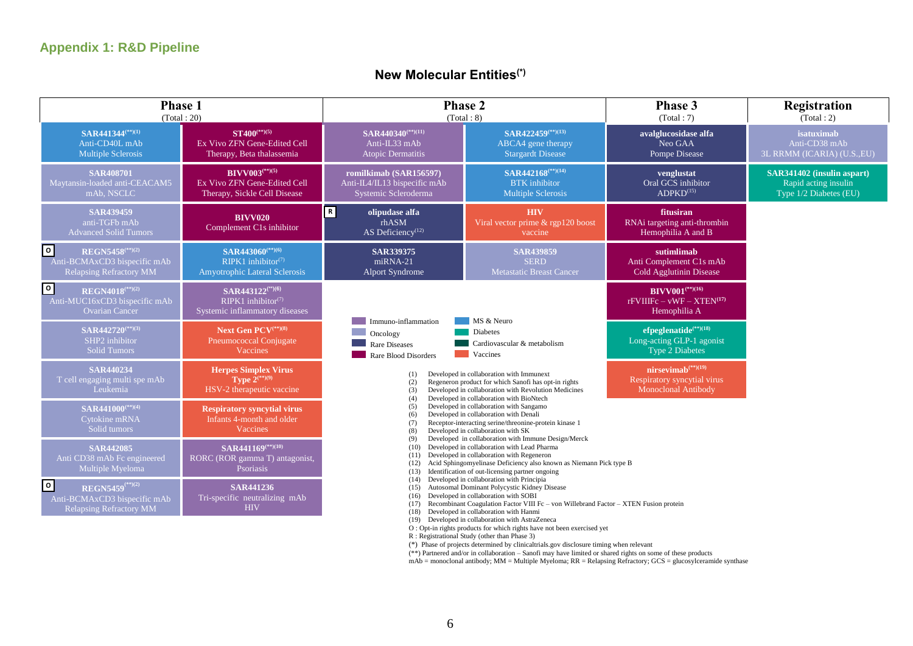## Appendix 1: R&D Pipeline

### New Molecular Entities(*)

| Phase 1 (Total : 20) | | Phase 2 (Total : 8) | | Phase 3 (Total : 7) | Registration (Total : 2) |
|---|---|---|---|---|---|
| **SAR441344**(**)(1) Anti-CD40L mAb Multiple Sclerosis | **ST400**(**)(5) Ex Vivo ZFN Gene-Edited Cell Therapy, Beta thalassemia | **SAR440340**(**)(11) Anti-IL33 mAb Atopic Dermatitis | **SAR422459**(**)(13) ABCA4 gene therapy Stargardt Disease | **avalglucosidase alfa** Neo GAA Pompe Disease | **isatuximab** Anti-CD38 mAb 3L RRMM (ICARIA) (U.S.,EU) |
| **SAR408701** Maytansin-loaded anti-CEACAM5 mAb, NSCLC | **BIVV003**(**)(5) Ex Vivo ZFN Gene-Edited Cell Therapy, Sickle Cell Disease | **romilkimab (SAR156597)** Anti-IL4/IL13 bispecific mAb Systemic Scleroderma | **SAR442168**(**)(14) BTK inhibitor Multiple Sclerosis | **venglustat** Oral GCS inhibitor ADPKD(15) | **SAR341402 (insulin aspart)** Rapid acting insulin Type 1/2 Diabetes (EU) |
| **SAR439459** anti-TGFb mAb Advanced Solid Tumors | **BIVV020** Complement C1s inhibitor | R **olipudase alfa** rhASM AS Deficiency(12) | **HIV** Viral vector prime & rgp120 boost vaccine | **fitusiran** RNAi targeting anti-thrombin Hemophilia A and B | |
| O **REGN5458**(**)(2) Anti-BCMAxCD3 bispecific mAb Relapsing Refractory MM | **SAR443060**(**)(6) RIPK1 inhibitor(7) Amyotrophic Lateral Sclerosis | **SAR339375** miRNA-21 Alport Syndrome | **SAR439859** SERD Metastatic Breast Cancer | **sutimlimab** Anti Complement C1s mAb Cold Agglutinin Disease | |
| O **REGN4018**(**)(2) Anti-MUC16xCD3 bispecific mAb Ovarian Cancer | **SAR443122**(**)(6) RIPK1 inhibitor(7) Systemic inflammatory diseases | | | **BIVV001**(**)(16) rFVIIIFc – vWF – XTEN(17) Hemophilia A | |
| **SAR442720**(**)(3) SHP2 inhibitor Solid Tumors | **Next Gen PCV**(**)(8) Pneumococcal Conjugate Vaccines | | | **efpeglenatide**(**)(18) Long-acting GLP-1 agonist Type 2 Diabetes | |
| **SAR440234** T cell engaging multi spe mAb Leukemia | **Herpes Simplex Virus Type 2**(**)(9) HSV-2 therapeutic vaccine | | | **nirsevimab**(**)(19) Respiratory syncytial virus Monoclonal Antibody | |
| **SAR441000**(**)(4) Cytokine mRNA Solid tumors | **Respiratory syncytial virus** Infants 4-month and older Vaccines | | | | |
| **SAR442085** Anti CD38 mAb Fc engineered Multiple Myeloma | **SAR441169**(**)(10) RORC (ROR gamma T) antagonist, Psoriasis | | | | |
| O **REGN5459**(**)(2) Anti-BCMAxCD3 bispecific mAb Relapsing Refractory MM | **SAR441236** Tri-specific neutralizing mAb HIV | | | | |

Legend: Immuno-inflammation; Oncology; Rare Diseases; Rare Blood Disorders; MS & Neuro; Diabetes; Cardiovascular & metabolism; Vaccines

(1) Developed in collaboration with Immunext
(2) Regeneron product for which Sanofi has opt-in rights
(3) Developed in collaboration with Revolution Medicines
(4) Developed in collaboration with BioNtech
(5) Developed in collaboration with Sangamo
(6) Developed in collaboration with Denali
(7) Receptor-interacting serine/threonine-protein kinase 1
(8) Developed in collaboration with SK
(9) Developed in collaboration with Immune Design/Merck
(10) Developed in collaboration with Lead Pharma
(11) Developed in collaboration with Regeneron
(12) Acid Sphingomyelinase Deficiency also known as Niemann Pick type B
(13) Identification of out-licensing partner ongoing
(14) Developed in collaboration with Principia
(15) Autosomal Dominant Polycystic Kidney Disease
(16) Developed in collaboration with SOBI
(17) Recombinant Coagulation Factor VIII Fc – von Willebrand Factor – XTEN Fusion protein
(18) Developed in collaboration with Hanmi
(19) Developed in collaboration with AstraZeneca

O : Opt-in rights products for which rights have not been exercised yet
R : Registrational Study (other than Phase 3)
(*) Phase of projects determined by clinicaltrials.gov disclosure timing when relevant
(**) Partnered and/or in collaboration – Sanofi may have limited or shared rights on some of these products
mAb = monoclonal antibody; MM = Multiple Myeloma; RR = Relapsing Refractory; GCS = glucosylceramide synthase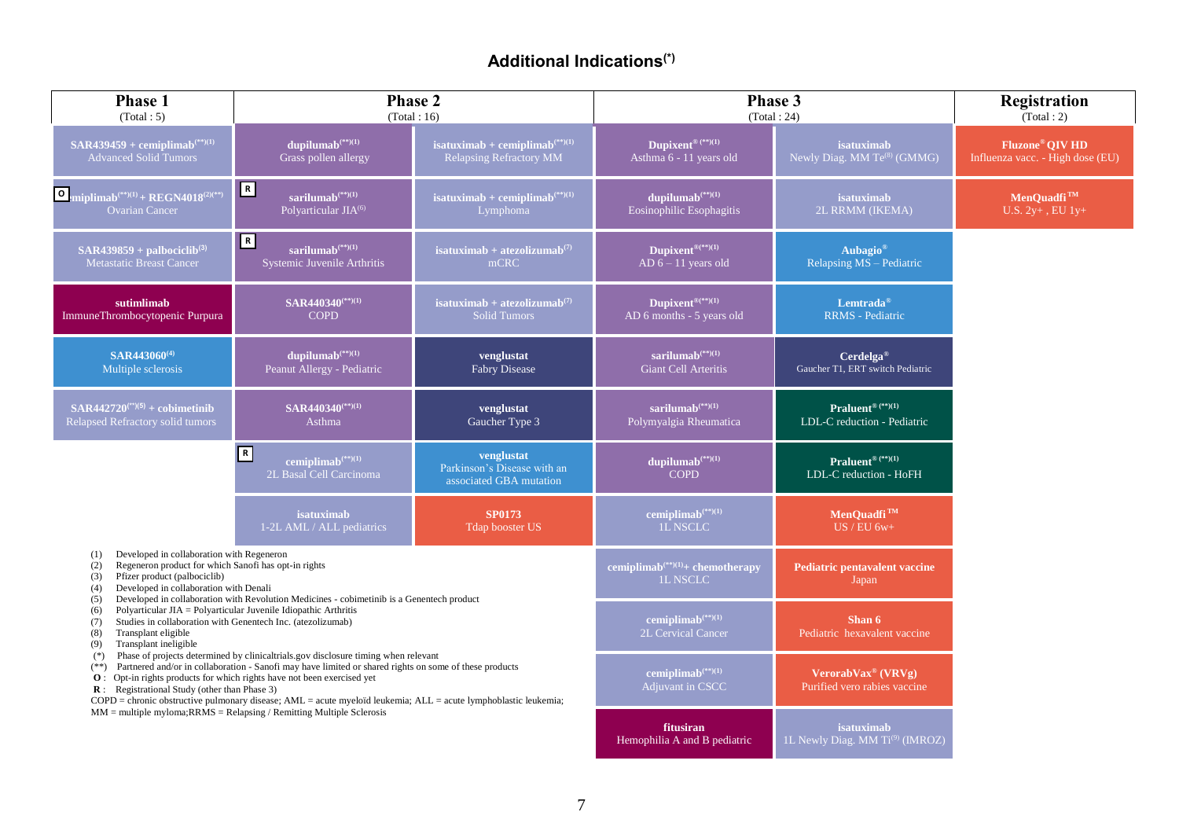## Additional Indications(*)

| Phase 1 (Total : 5) | Phase 2 (Total : 16) | | Phase 3 (Total : 24) | | Registration (Total : 2) |
|---|---|---|---|---|---|
| **SAR439459 + cemiplimab(**)(1)** Advanced Solid Tumors | **dupilumab(**)(1)** Grass pollen allergy | **isatuximab + cemiplimab(**)(1)** Relapsing Refractory MM | **Dupixent® (**)(1)** Asthma 6 - 11 years old | **isatuximab** Newly Diag. MM Te(8) (GMMG) | **Fluzone® QIV HD** Influenza vacc. - High dose (EU) |
| O **cemiplimab(**)(1) + REGN4018(2)(**)** Ovarian Cancer | R **sarilumab(**)(1)** Polyarticular JIA(6) | **isatuximab + cemiplimab(**)(1)** Lymphoma | **dupilumab(**)(1)** Eosinophilic Esophagitis | **isatuximab** 2L RRMM (IKEMA) | **MenQuadfi™** U.S. 2y+ , EU 1y+ |
| **SAR439859 + palbociclib(3)** Metastatic Breast Cancer | R **sarilumab(**)(1)** Systemic Juvenile Arthritis | **isatuximab + atezolizumab(7)** mCRC | **Dupixent®(**)(1)** AD 6 – 11 years old | **Aubagio®** Relapsing MS – Pediatric | |
| **sutimlimab** ImmuneThrombocytopenic Purpura | **SAR440340(**)(1)** COPD | **isatuximab + atezolizumab(7)** Solid Tumors | **Dupixent®(**)(1)** AD 6 months - 5 years old | **Lemtrada®** RRMS - Pediatric | |
| **SAR443060(4)** Multiple sclerosis | **dupilumab(**)(1)** Peanut Allergy - Pediatric | **venglustat** Fabry Disease | **sarilumab(**)(1)** Giant Cell Arteritis | **Cerdelga®** Gaucher T1, ERT switch Pediatric | |
| **SAR442720(**)(5) + cobimetinib** Relapsed Refractory solid tumors | **SAR440340(**)(1)** Asthma | **venglustat** Gaucher Type 3 | **sarilumab(**)(1)** Polymyalgia Rheumatica | **Praluent® (**)(1)** LDL-C reduction - Pediatric | |
| | R **cemiplimab(**)(1)** 2L Basal Cell Carcinoma | **venglustat** Parkinson's Disease with an associated GBA mutation | **dupilumab(**)(1)** COPD | **Praluent® (**)(1)** LDL-C reduction - HoFH | |
| | **isatuximab** 1-2L AML / ALL pediatrics | **SP0173** Tdap booster US | **cemiplimab(**)(1)** 1L NSCLC | **MenQuadfi™** US / EU 6w+ | |
| | | | **cemiplimab(**)(1)+ chemotherapy** 1L NSCLC | **Pediatric pentavalent vaccine** Japan | |
| | | | **cemiplimab(**)(1)** 2L Cervical Cancer | **Shan 6** Pediatric hexavalent vaccine | |
| | | | **cemiplimab(**)(1)** Adjuvant in CSCC | **VerorabVax® (VRVg)** Purified vero rabies vaccine | |
| | | | **fitusiran** Hemophilia A and B pediatric | **isatuximab** 1L Newly Diag. MM Ti(9) (IMROZ) | |

(1) Developed in collaboration with Regeneron
(2) Regeneron product for which Sanofi has opt-in rights
(3) Pfizer product (palbociclib)
(4) Developed in collaboration with Denali
(5) Developed in collaboration with Revolution Medicines - cobimetinib is a Genentech product
(6) Polyarticular JIA = Polyarticular Juvenile Idiopathic Arthritis
(7) Studies in collaboration with Genentech Inc. (atezolizumab)
(8) Transplant eligible
(9) Transplant ineligible
(*) Phase of projects determined by clinicaltrials.gov disclosure timing when relevant
(**) Partnered and/or in collaboration - Sanofi may have limited or shared rights on some of these products
**O** : Opt-in rights products for which rights have not been exercised yet
**R** : Registrational Study (other than Phase 3)
COPD = chronic obstructive pulmonary disease; AML = acute myeloïd leukemia; ALL = acute lymphoblastic leukemia;
MM = multiple myeloma;RRMS = Relapsing / Remitting Multiple Sclerosis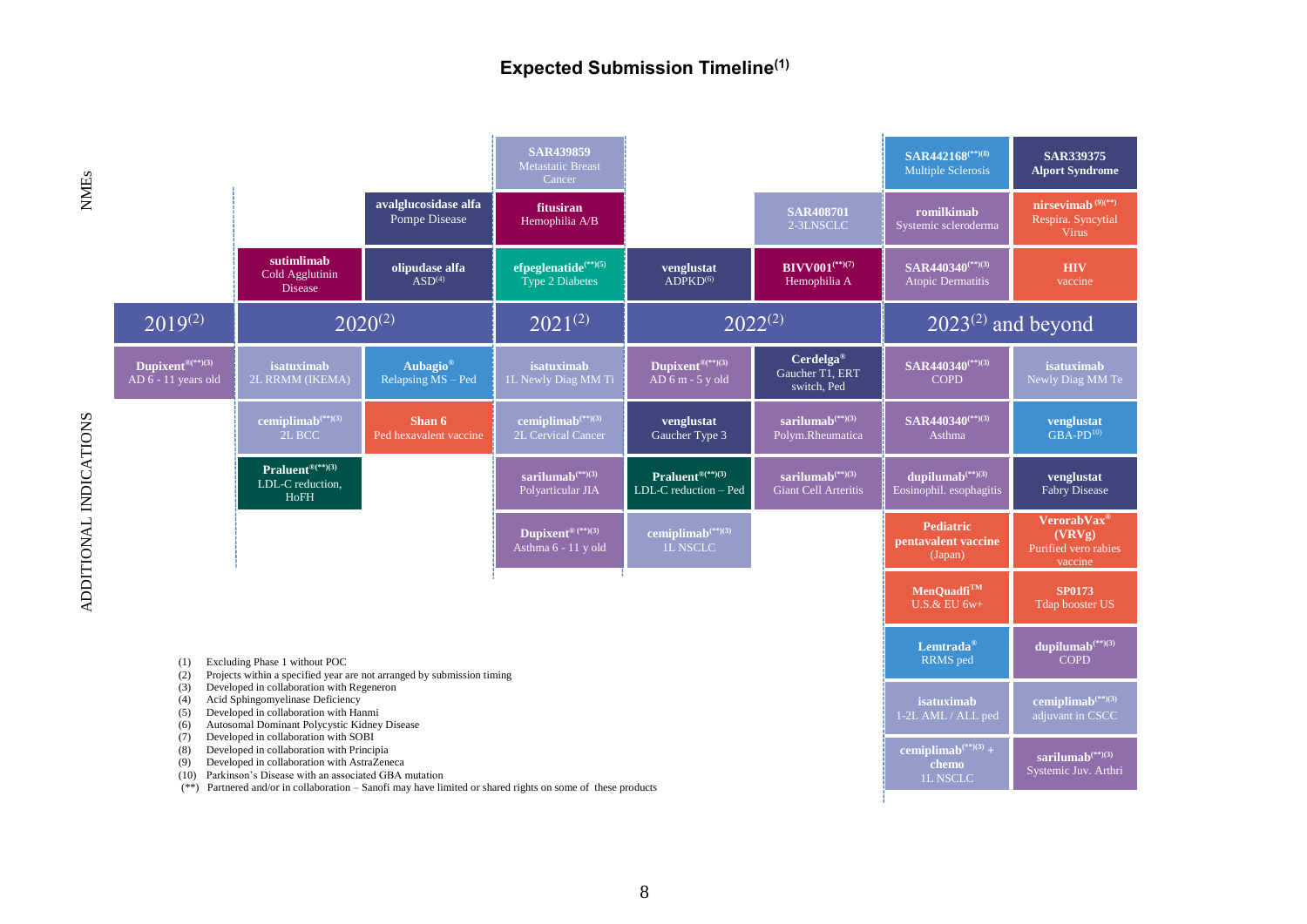# Expected Submission Timeline[1]

## NMEs

| 2019[2] | 2020[2] | | 2021[2] | 2022[2] | | 2023[2] and beyond | |
|---|---|---|---|---|---|---|---|
| | | | **SAR439859** Metastatic Breast Cancer | | | **SAR442168**[(**)(8)] Multiple Sclerosis | **SAR339375** Alport Syndrome |
| | | **avalglucosidase alfa** Pompe Disease | **fitusiran** Hemophilia A/B | | **SAR408701** 2-3LNSCLC | **romilkimab** Systemic scleroderma | **nirsevimab**[(9)(**)] Respira. Syncytial Virus |
| | **sutimlimab** Cold Agglutinin Disease | **olipudase alfa** ASD[4] | **efpeglenatide**[(**)(5)] Type 2 Diabetes | **venglustat** ADPKD[6] | **BIVV001**[(**)(7)] Hemophilia A | **SAR440340**[(**)(3)] Atopic Dermatitis | **HIV** vaccine |

## ADDITIONAL INDICATIONS

| 2019[2] | 2020[2] | | 2021[2] | 2022[2] | | 2023[2] and beyond | |
|---|---|---|---|---|---|---|---|
| **Dupixent®**[(**)(3)] AD 6 - 11 years old | **isatuximab** 2L RRMM (IKEMA) | **Aubagio®** Relapsing MS – Ped | **isatuximab** 1L Newly Diag MM Ti | **Dupixent®**[(**)(3)] AD 6 m - 5 y old | **Cerdelga®** Gaucher T1, ERT switch, Ped | **SAR440340**[(**)(3)] COPD | **isatuximab** Newly Diag MM Te |
| | **cemiplimab**[(**)(3)] 2L BCC | **Shan 6** Ped hexavalent vaccine | **cemiplimab**[(**)(3)] 2L Cervical Cancer | **venglustat** Gaucher Type 3 | **sarilumab**[(**)(3)] Polym.Rheumatica | **SAR440340**[(**)(3)] Asthma | **venglustat** GBA-PD[10] |
| | **Praluent®**[(**)(3)] LDL-C reduction, HoFH | | **sarilumab**[(**)(3)] Polyarticular JIA | **Praluent®**[(**)(3)] LDL-C reduction – Ped | **sarilumab**[(**)(3)] Giant Cell Arteritis | **dupilumab**[(**)(3)] Eosinophil. esophagitis | **venglustat** Fabry Disease |
| | | | **Dupixent®**[(**)(3)] Asthma 6 - 11 y old | **cemiplimab**[(**)(3)] 1L NSCLC | | **Pediatric pentavalent vaccine** (Japan) | **VerorabVax®** **(VRVg)** Purified vero rabies vaccine |
| | | | | | | **MenQuadfi™** U.S.& EU 6w+ | **SP0173** Tdap booster US |
| | | | | | | **Lemtrada®** RRMS ped | **dupilumab**[(**)(3)] COPD |
| | | | | | | **isatuximab** 1-2L AML / ALL ped | **cemiplimab**[(**)(3)] adjuvant in CSCC |
| | | | | | | **cemiplimab**[(**)(3)] + **chemo** 1L NSCLC | **sarilumab**[(**)(3)] Systemic Juv. Arthri |

(1) Excluding Phase 1 without POC
(2) Projects within a specified year are not arranged by submission timing
(3) Developed in collaboration with Regeneron
(4) Acid Sphingomyelinase Deficiency
(5) Developed in collaboration with Hanmi
(6) Autosomal Dominant Polycystic Kidney Disease
(7) Developed in collaboration with SOBI
(8) Developed in collaboration with Principia
(9) Developed in collaboration with AstraZeneca
(10) Parkinson's Disease with an associated GBA mutation
(**) Partnered and/or in collaboration – Sanofi may have limited or shared rights on some of these products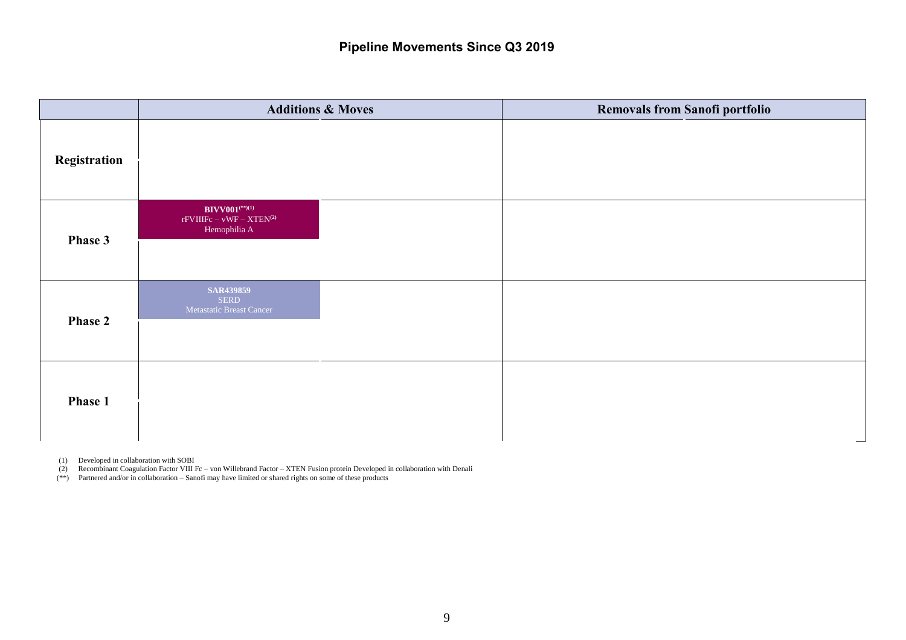# Pipeline Movements Since Q3 2019

| | Additions & Moves | Removals from Sanofi portfolio |
|---|---|---|
| **Registration** | | |
| **Phase 3** | **BIVV001**(**)(1)<br>rFVIIIFc – vWF – XTEN(2)<br>Hemophilia A | |
| **Phase 2** | **SAR439859**<br>SERD<br>Metastatic Breast Cancer | |
| **Phase 1** | | |

(1) Developed in collaboration with SOBI
(2) Recombinant Coagulation Factor VIII Fc – von Willebrand Factor – XTEN Fusion protein Developed in collaboration with Denali
(**) Partnered and/or in collaboration – Sanofi may have limited or shared rights on some of these products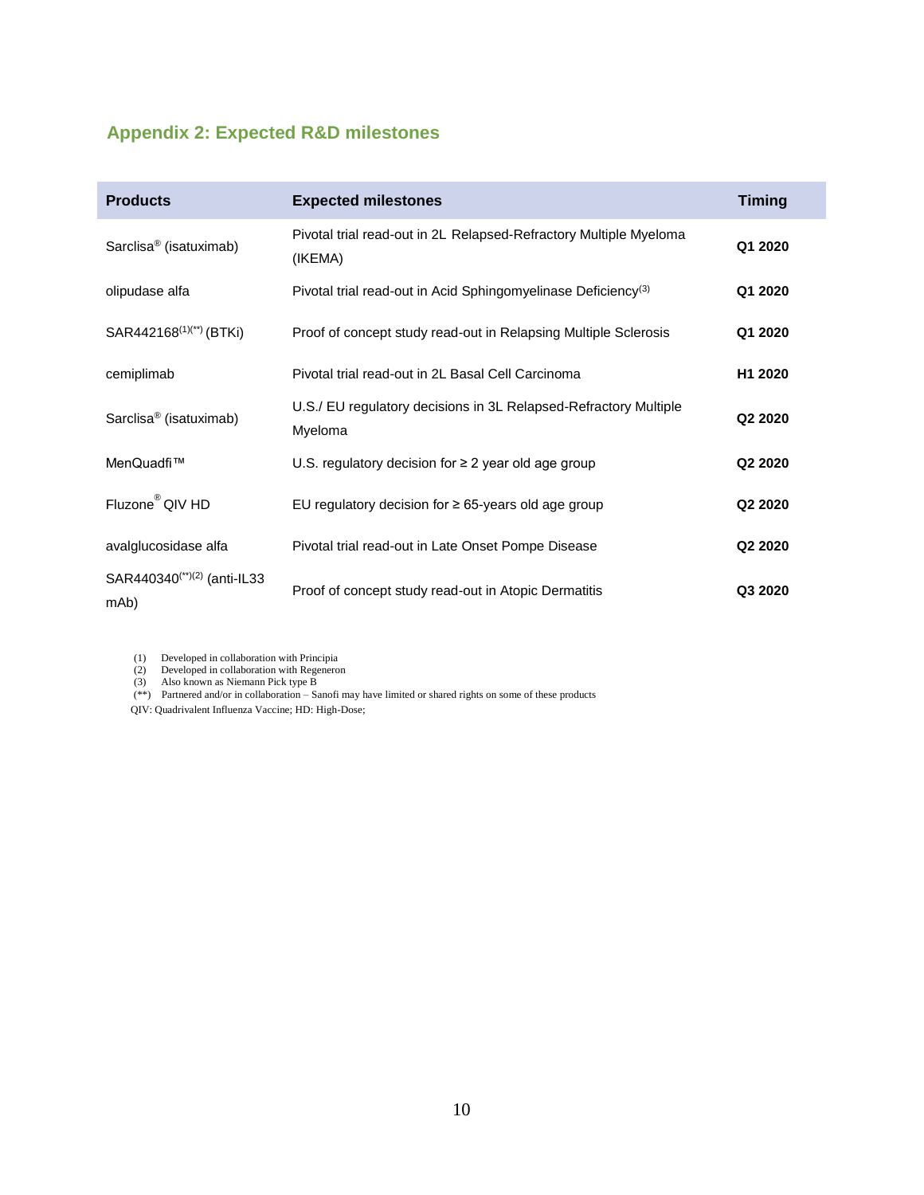## Appendix 2: Expected R&D milestones

| Products | Expected milestones | Timing |
| --- | --- | --- |
| Sarclisa® (isatuximab) | Pivotal trial read-out in 2L Relapsed-Refractory Multiple Myeloma (IKEMA) | **Q1 2020** |
| olipudase alfa | Pivotal trial read-out in Acid Sphingomyelinase Deficiency[3] | **Q1 2020** |
| SAR442168[1][(**)] (BTKi) | Proof of concept study read-out in Relapsing Multiple Sclerosis | **Q1 2020** |
| cemiplimab | Pivotal trial read-out in 2L Basal Cell Carcinoma | **H1 2020** |
| Sarclisa® (isatuximab) | U.S./ EU regulatory decisions in 3L Relapsed-Refractory Multiple Myeloma | **Q2 2020** |
| MenQuadfi™ | U.S. regulatory decision for ≥ 2 year old age group | **Q2 2020** |
| Fluzone® QIV HD | EU regulatory decision for ≥ 65-years old age group | **Q2 2020** |
| avalglucosidase alfa | Pivotal trial read-out in Late Onset Pompe Disease | **Q2 2020** |
| SAR440340[(**)][2] (anti-IL33 mAb) | Proof of concept study read-out in Atopic Dermatitis | **Q3 2020** |

(1) Developed in collaboration with Principia
(2) Developed in collaboration with Regeneron
(3) Also known as Niemann Pick type B
(**) Partnered and/or in collaboration – Sanofi may have limited or shared rights on some of these products
QIV: Quadrivalent Influenza Vaccine; HD: High-Dose;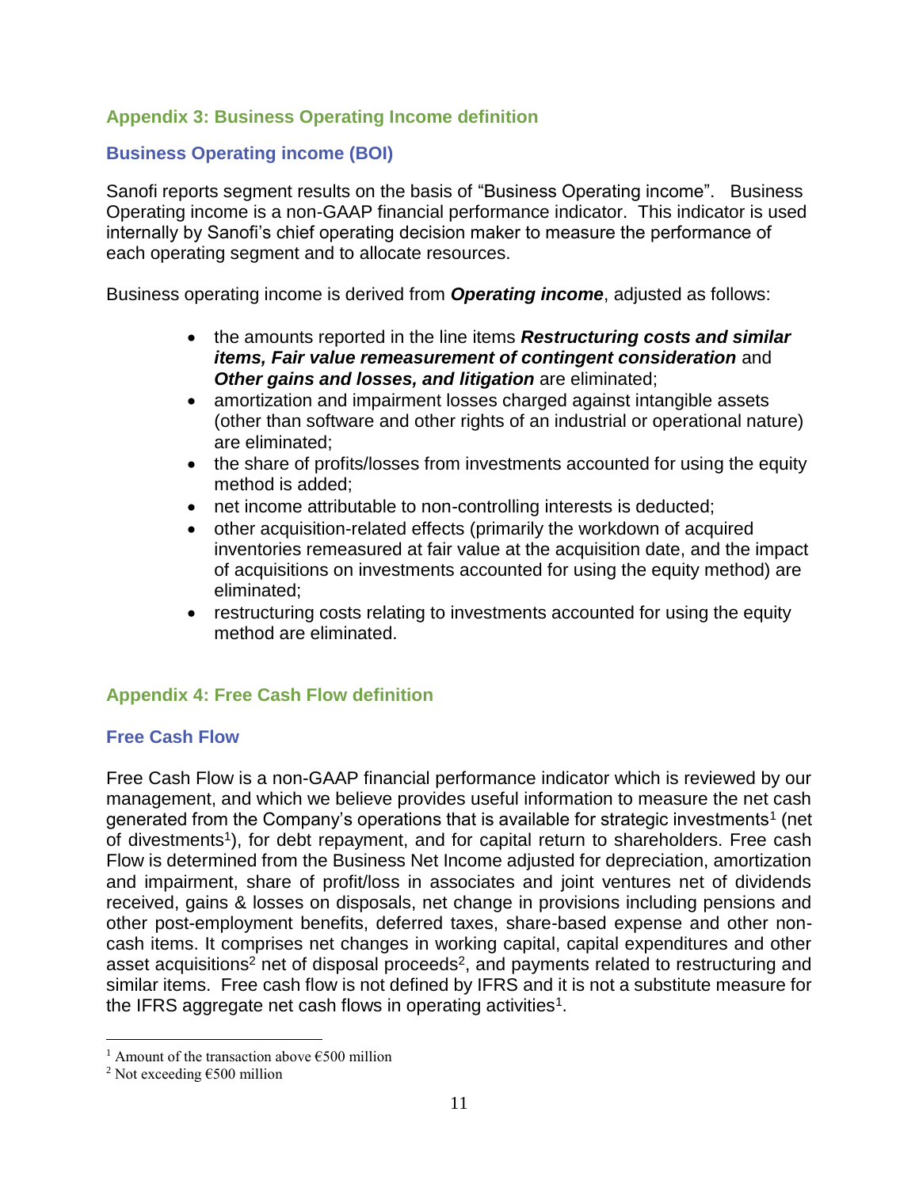## Appendix 3: Business Operating Income definition

### Business Operating income (BOI)

Sanofi reports segment results on the basis of "Business Operating income". Business Operating income is a non-GAAP financial performance indicator. This indicator is used internally by Sanofi's chief operating decision maker to measure the performance of each operating segment and to allocate resources.

Business operating income is derived from ***Operating income***, adjusted as follows:

- the amounts reported in the line items ***Restructuring costs and similar items, Fair value remeasurement of contingent consideration*** and ***Other gains and losses, and litigation*** are eliminated;
- amortization and impairment losses charged against intangible assets (other than software and other rights of an industrial or operational nature) are eliminated;
- the share of profits/losses from investments accounted for using the equity method is added;
- net income attributable to non-controlling interests is deducted;
- other acquisition-related effects (primarily the workdown of acquired inventories remeasured at fair value at the acquisition date, and the impact of acquisitions on investments accounted for using the equity method) are eliminated;
- restructuring costs relating to investments accounted for using the equity method are eliminated.

## Appendix 4: Free Cash Flow definition

### Free Cash Flow

Free Cash Flow is a non-GAAP financial performance indicator which is reviewed by our management, and which we believe provides useful information to measure the net cash generated from the Company's operations that is available for strategic investments[1] (net of divestments[1]), for debt repayment, and for capital return to shareholders. Free cash Flow is determined from the Business Net Income adjusted for depreciation, amortization and impairment, share of profit/loss in associates and joint ventures net of dividends received, gains & losses on disposals, net change in provisions including pensions and other post-employment benefits, deferred taxes, share-based expense and other non-cash items. It comprises net changes in working capital, capital expenditures and other asset acquisitions[2] net of disposal proceeds[2], and payments related to restructuring and similar items. Free cash flow is not defined by IFRS and it is not a substitute measure for the IFRS aggregate net cash flows in operating activities[1].

---

[1] Amount of the transaction above €500 million

[2] Not exceeding €500 million